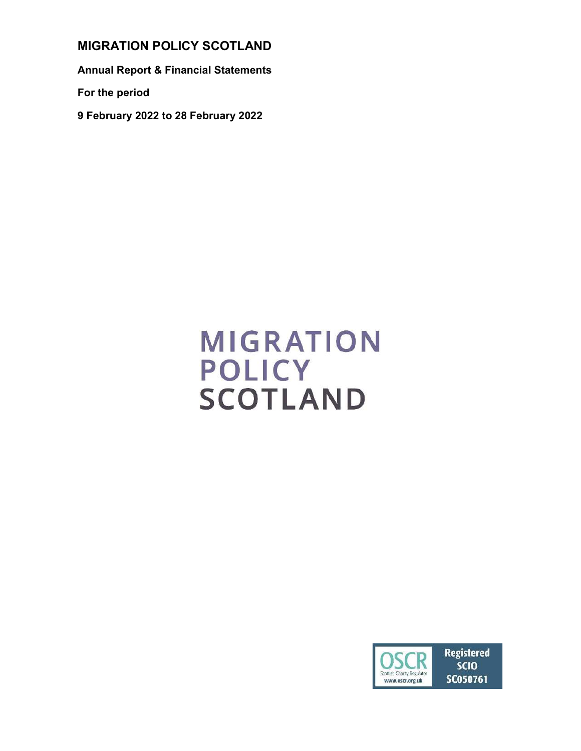# MIGRATION POLICY SCOTLAND

**Annual Report & Financial Statements**

**For the period**

**9 February 2022 to 28 February 2022**

MIGRATION
POLICY
SCOTLAND

OSCR
Scottish Charity Regulator
www.oscr.org.uk

Registered
SCIO
SC050761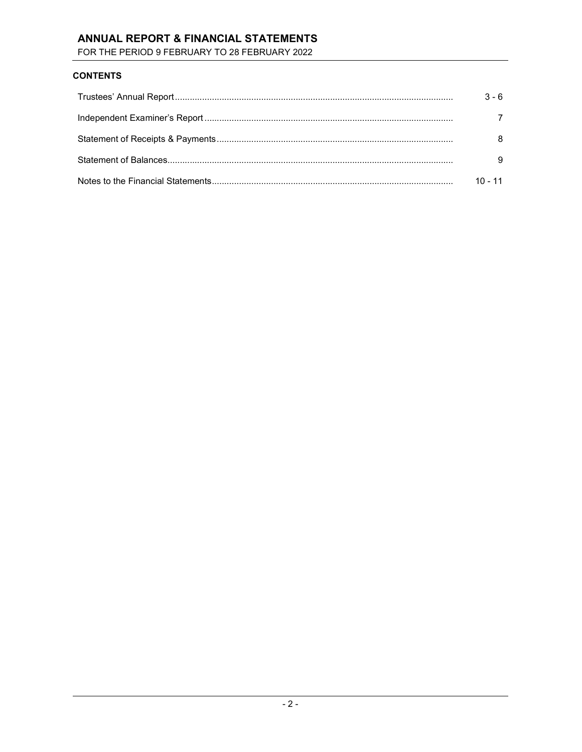# ANNUAL REPORT & FINANCIAL STATEMENTS

FOR THE PERIOD 9 FEBRUARY TO 28 FEBRUARY 2022

**CONTENTS**

| | |
|---|---|
| Trustees' Annual Report | 3 - 6 |
| Independent Examiner's Report | 7 |
| Statement of Receipts & Payments | 8 |
| Statement of Balances | 9 |
| Notes to the Financial Statements | 10 - 11 |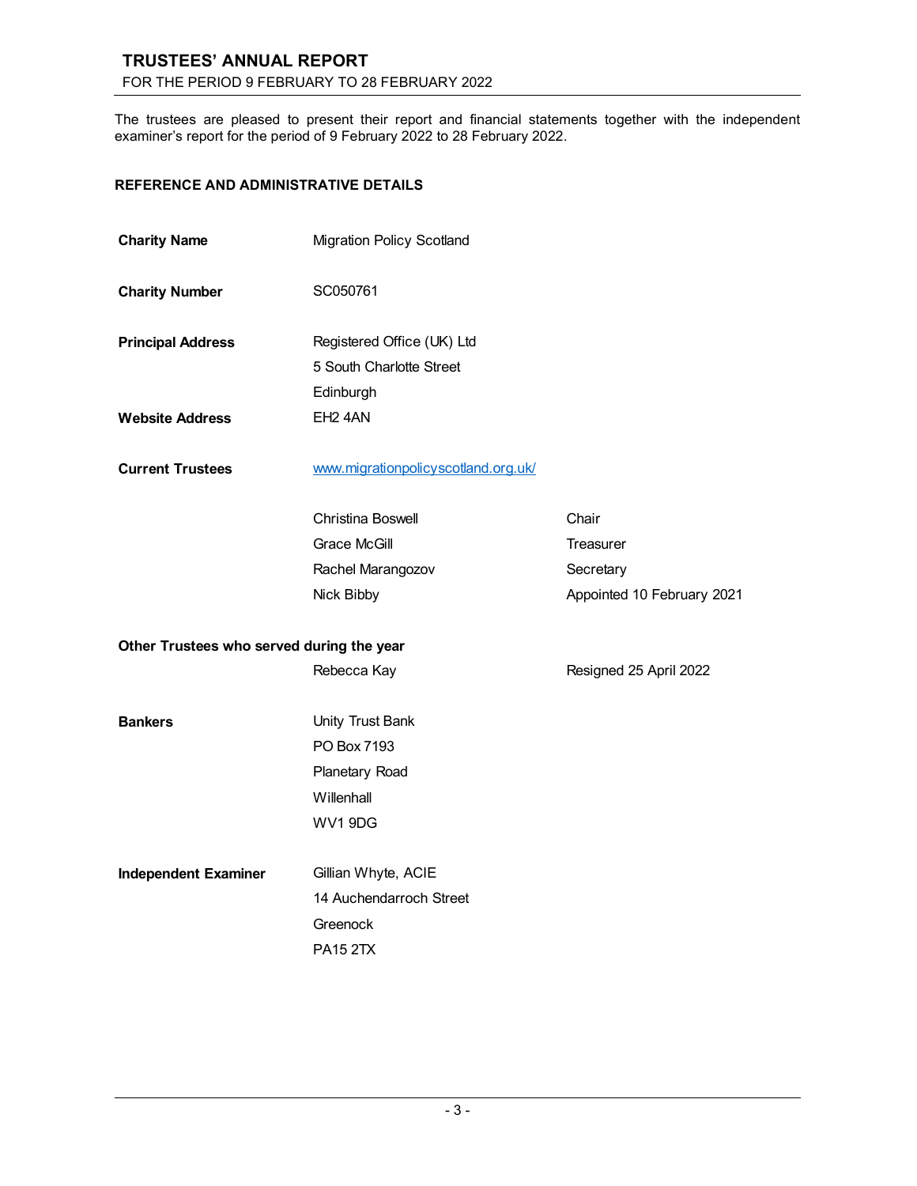# TRUSTEES' ANNUAL REPORT

FOR THE PERIOD 9 FEBRUARY TO 28 FEBRUARY 2022

The trustees are pleased to present their report and financial statements together with the independent examiner's report for the period of 9 February 2022 to 28 February 2022.

## REFERENCE AND ADMINISTRATIVE DETAILS

| | | |
|---|---|---|
| **Charity Name** | Migration Policy Scotland | |
| **Charity Number** | SC050761 | |
| **Principal Address** | Registered Office (UK) Ltd<br>5 South Charlotte Street<br>Edinburgh | |
| **Website Address** | EH2 4AN | |
| **Current Trustees** | www.migrationpolicyscotland.org.uk/ | |
| | Christina Boswell | Chair |
| | Grace McGill | Treasurer |
| | Rachel Marangozov | Secretary |
| | Nick Bibby | Appointed 10 February 2021 |
| **Other Trustees who served during the year** | | |
| | Rebecca Kay | Resigned 25 April 2022 |
| **Bankers** | Unity Trust Bank<br>PO Box 7193<br>Planetary Road<br>Willenhall<br>WV1 9DG | |
| **Independent Examiner** | Gillian Whyte, ACIE<br>14 Auchendarroch Street<br>Greenock<br>PA15 2TX | |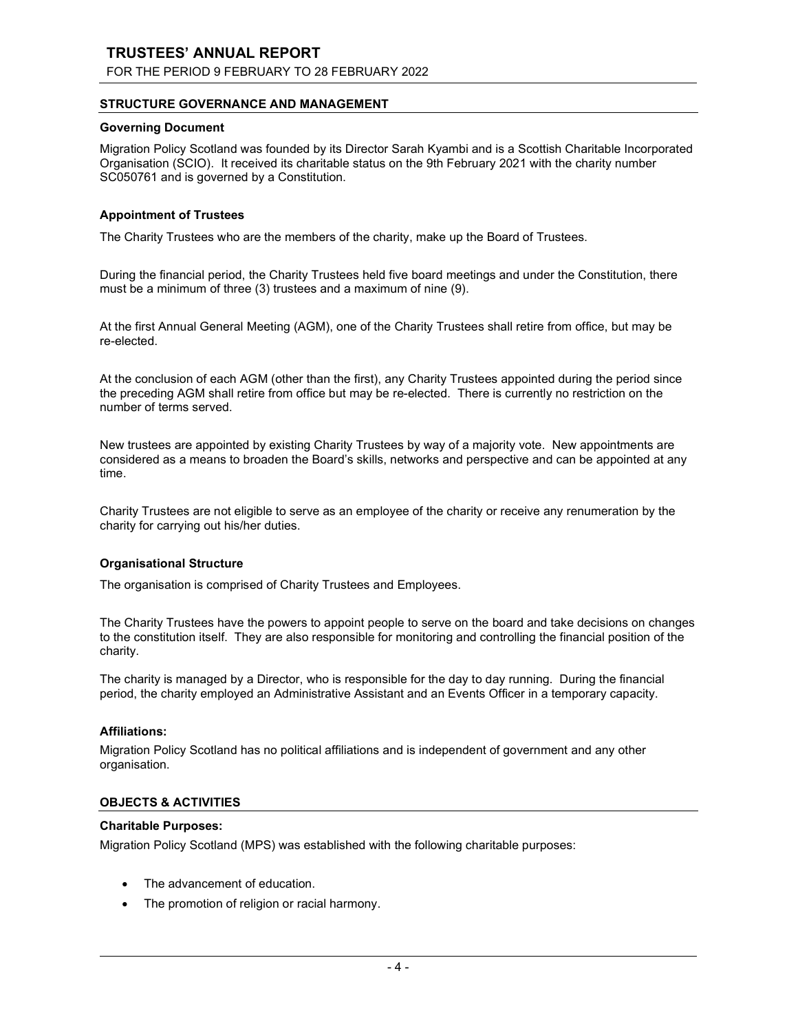## STRUCTURE GOVERNANCE AND MANAGEMENT

### Governing Document

Migration Policy Scotland was founded by its Director Sarah Kyambi and is a Scottish Charitable Incorporated Organisation (SCIO). It received its charitable status on the 9th February 2021 with the charity number SC050761 and is governed by a Constitution.

### Appointment of Trustees

The Charity Trustees who are the members of the charity, make up the Board of Trustees.

During the financial period, the Charity Trustees held five board meetings and under the Constitution, there must be a minimum of three (3) trustees and a maximum of nine (9).

At the first Annual General Meeting (AGM), one of the Charity Trustees shall retire from office, but may be re-elected.

At the conclusion of each AGM (other than the first), any Charity Trustees appointed during the period since the preceding AGM shall retire from office but may be re-elected. There is currently no restriction on the number of terms served.

New trustees are appointed by existing Charity Trustees by way of a majority vote. New appointments are considered as a means to broaden the Board's skills, networks and perspective and can be appointed at any time.

Charity Trustees are not eligible to serve as an employee of the charity or receive any renumeration by the charity for carrying out his/her duties.

### Organisational Structure

The organisation is comprised of Charity Trustees and Employees.

The Charity Trustees have the powers to appoint people to serve on the board and take decisions on changes to the constitution itself. They are also responsible for monitoring and controlling the financial position of the charity.

The charity is managed by a Director, who is responsible for the day to day running. During the financial period, the charity employed an Administrative Assistant and an Events Officer in a temporary capacity.

### Affiliations:

Migration Policy Scotland has no political affiliations and is independent of government and any other organisation.

## OBJECTS & ACTIVITIES

### Charitable Purposes:

Migration Policy Scotland (MPS) was established with the following charitable purposes:

- The advancement of education.
- The promotion of religion or racial harmony.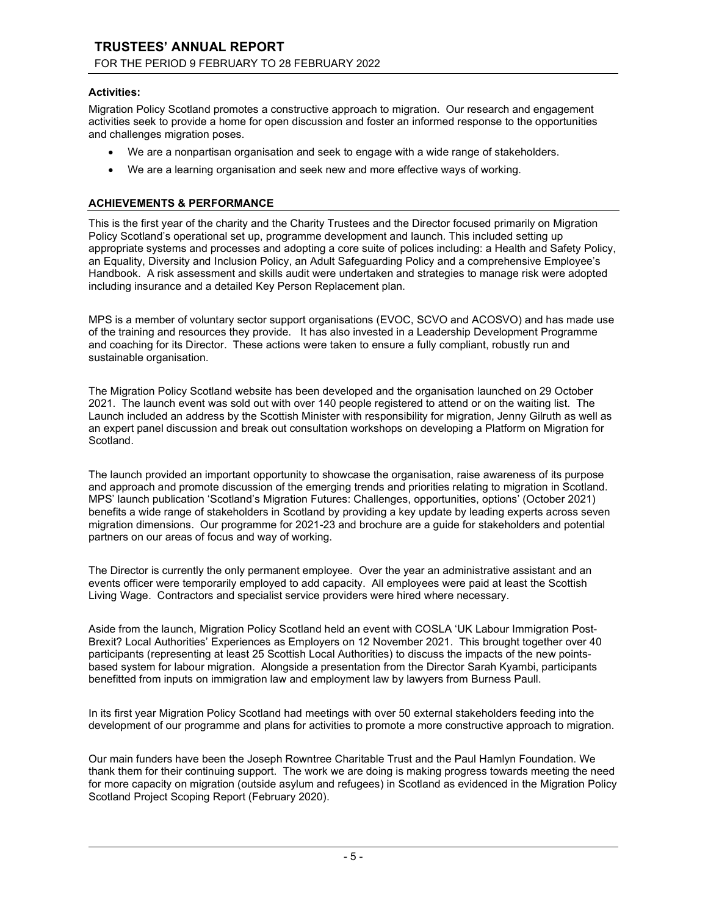**Activities:**

Migration Policy Scotland promotes a constructive approach to migration. Our research and engagement activities seek to provide a home for open discussion and foster an informed response to the opportunities and challenges migration poses.

- We are a nonpartisan organisation and seek to engage with a wide range of stakeholders.
- We are a learning organisation and seek new and more effective ways of working.

## ACHIEVEMENTS & PERFORMANCE

This is the first year of the charity and the Charity Trustees and the Director focused primarily on Migration Policy Scotland's operational set up, programme development and launch. This included setting up appropriate systems and processes and adopting a core suite of polices including: a Health and Safety Policy, an Equality, Diversity and Inclusion Policy, an Adult Safeguarding Policy and a comprehensive Employee's Handbook. A risk assessment and skills audit were undertaken and strategies to manage risk were adopted including insurance and a detailed Key Person Replacement plan.

MPS is a member of voluntary sector support organisations (EVOC, SCVO and ACOSVO) and has made use of the training and resources they provide. It has also invested in a Leadership Development Programme and coaching for its Director. These actions were taken to ensure a fully compliant, robustly run and sustainable organisation.

The Migration Policy Scotland website has been developed and the organisation launched on 29 October 2021. The launch event was sold out with over 140 people registered to attend or on the waiting list. The Launch included an address by the Scottish Minister with responsibility for migration, Jenny Gilruth as well as an expert panel discussion and break out consultation workshops on developing a Platform on Migration for Scotland.

The launch provided an important opportunity to showcase the organisation, raise awareness of its purpose and approach and promote discussion of the emerging trends and priorities relating to migration in Scotland. MPS' launch publication 'Scotland's Migration Futures: Challenges, opportunities, options' (October 2021) benefits a wide range of stakeholders in Scotland by providing a key update by leading experts across seven migration dimensions. Our programme for 2021-23 and brochure are a guide for stakeholders and potential partners on our areas of focus and way of working.

The Director is currently the only permanent employee. Over the year an administrative assistant and an events officer were temporarily employed to add capacity. All employees were paid at least the Scottish Living Wage. Contractors and specialist service providers were hired where necessary.

Aside from the launch, Migration Policy Scotland held an event with COSLA 'UK Labour Immigration Post-Brexit? Local Authorities' Experiences as Employers on 12 November 2021. This brought together over 40 participants (representing at least 25 Scottish Local Authorities) to discuss the impacts of the new points-based system for labour migration. Alongside a presentation from the Director Sarah Kyambi, participants benefitted from inputs on immigration law and employment law by lawyers from Burness Paull.

In its first year Migration Policy Scotland had meetings with over 50 external stakeholders feeding into the development of our programme and plans for activities to promote a more constructive approach to migration.

Our main funders have been the Joseph Rowntree Charitable Trust and the Paul Hamlyn Foundation. We thank them for their continuing support. The work we are doing is making progress towards meeting the need for more capacity on migration (outside asylum and refugees) in Scotland as evidenced in the Migration Policy Scotland Project Scoping Report (February 2020).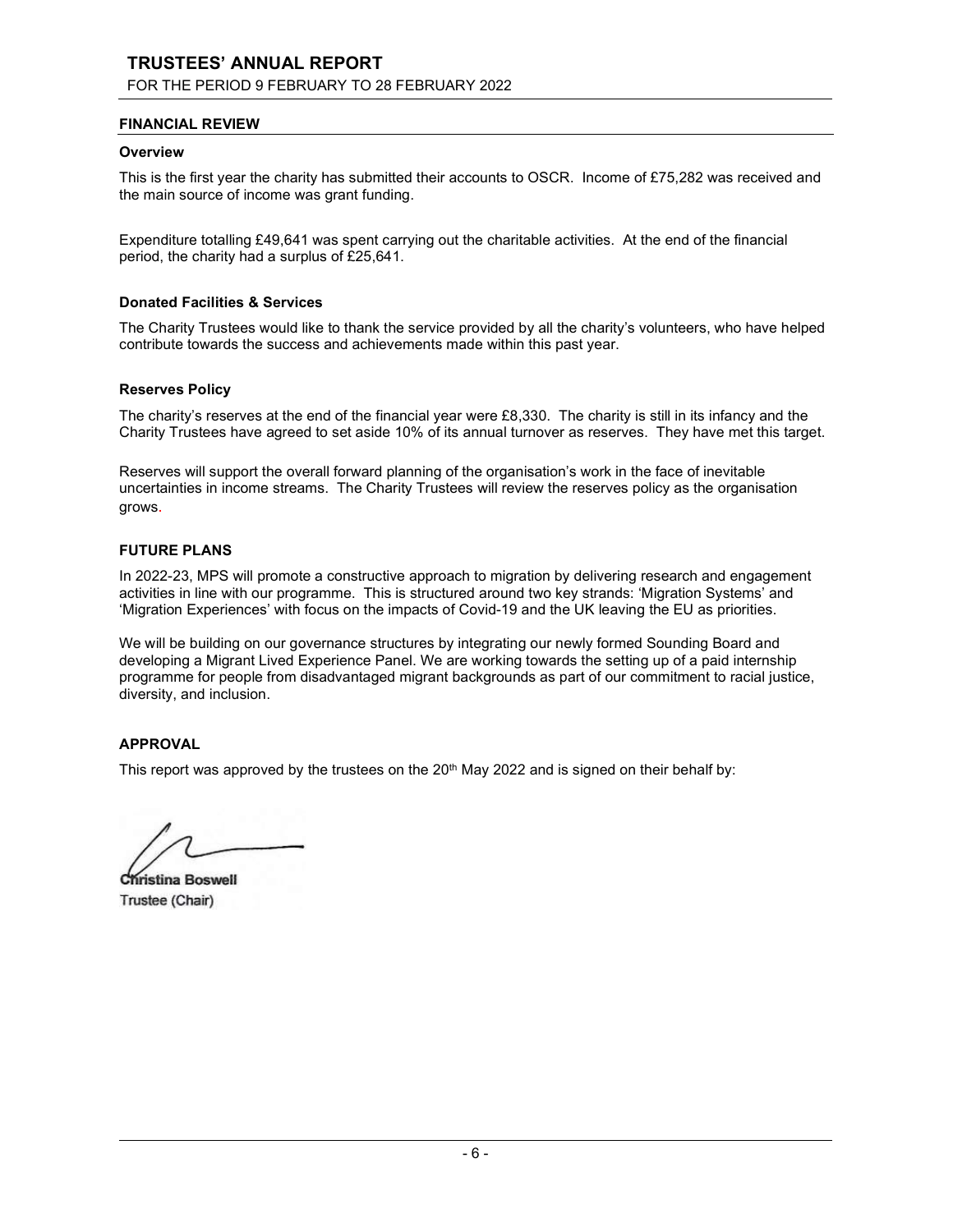# TRUSTEES' ANNUAL REPORT

FOR THE PERIOD 9 FEBRUARY TO 28 FEBRUARY 2022

## FINANCIAL REVIEW

### Overview

This is the first year the charity has submitted their accounts to OSCR. Income of £75,282 was received and the main source of income was grant funding.

Expenditure totalling £49,641 was spent carrying out the charitable activities. At the end of the financial period, the charity had a surplus of £25,641.

### Donated Facilities & Services

The Charity Trustees would like to thank the service provided by all the charity's volunteers, who have helped contribute towards the success and achievements made within this past year.

### Reserves Policy

The charity's reserves at the end of the financial year were £8,330. The charity is still in its infancy and the Charity Trustees have agreed to set aside 10% of its annual turnover as reserves. They have met this target.

Reserves will support the overall forward planning of the organisation's work in the face of inevitable uncertainties in income streams. The Charity Trustees will review the reserves policy as the organisation grows.

## FUTURE PLANS

In 2022-23, MPS will promote a constructive approach to migration by delivering research and engagement activities in line with our programme. This is structured around two key strands: 'Migration Systems' and 'Migration Experiences' with focus on the impacts of Covid-19 and the UK leaving the EU as priorities.

We will be building on our governance structures by integrating our newly formed Sounding Board and developing a Migrant Lived Experience Panel. We are working towards the setting up of a paid internship programme for people from disadvantaged migrant backgrounds as part of our commitment to racial justice, diversity, and inclusion.

## APPROVAL

This report was approved by the trustees on the 20th May 2022 and is signed on their behalf by:

**Christina Boswell**
Trustee (Chair)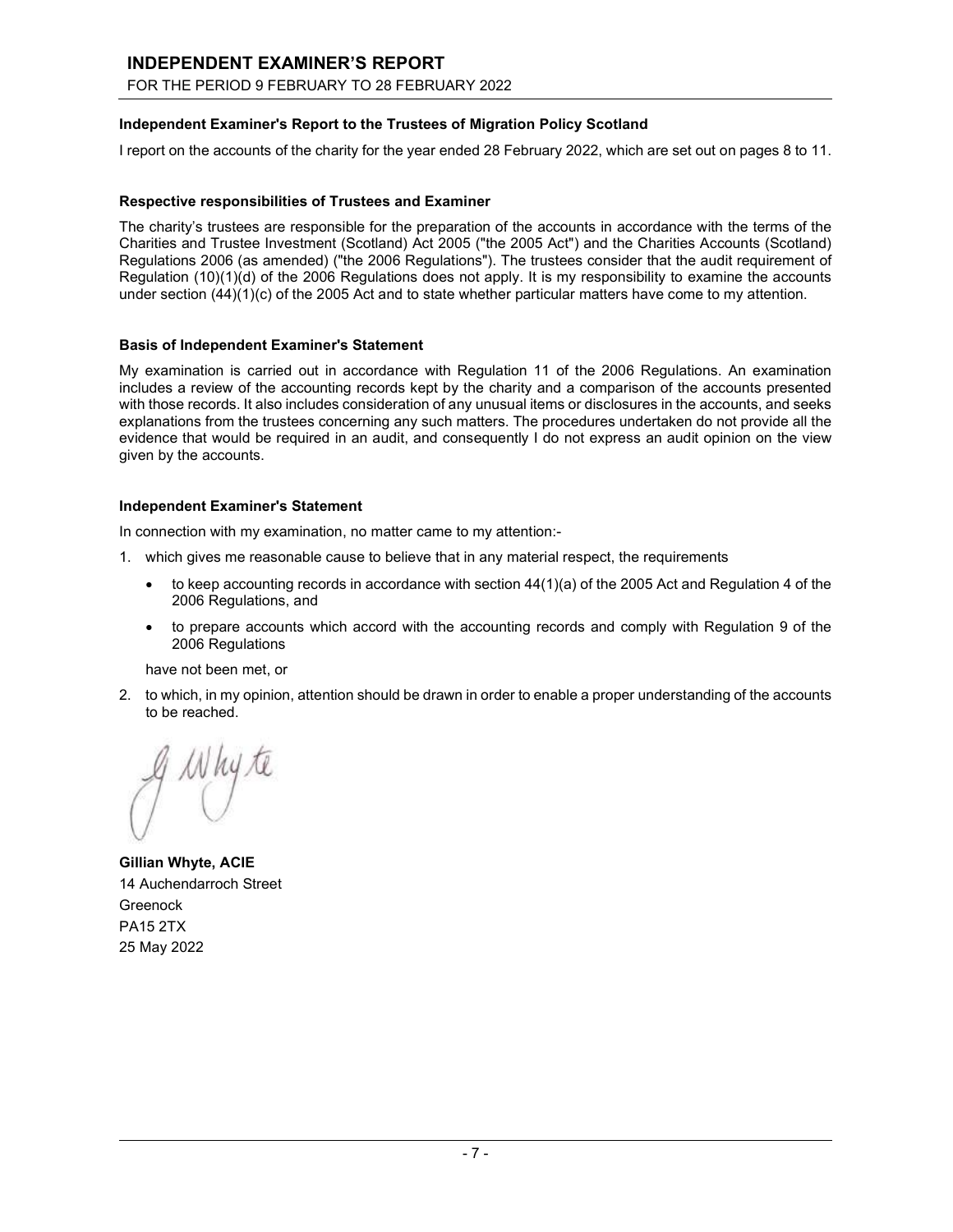# INDEPENDENT EXAMINER'S REPORT

FOR THE PERIOD 9 FEBRUARY TO 28 FEBRUARY 2022

**Independent Examiner's Report to the Trustees of Migration Policy Scotland**

I report on the accounts of the charity for the year ended 28 February 2022, which are set out on pages 8 to 11.

**Respective responsibilities of Trustees and Examiner**

The charity's trustees are responsible for the preparation of the accounts in accordance with the terms of the Charities and Trustee Investment (Scotland) Act 2005 ("the 2005 Act") and the Charities Accounts (Scotland) Regulations 2006 (as amended) ("the 2006 Regulations"). The trustees consider that the audit requirement of Regulation (10)(1)(d) of the 2006 Regulations does not apply. It is my responsibility to examine the accounts under section (44)(1)(c) of the 2005 Act and to state whether particular matters have come to my attention.

**Basis of Independent Examiner's Statement**

My examination is carried out in accordance with Regulation 11 of the 2006 Regulations. An examination includes a review of the accounting records kept by the charity and a comparison of the accounts presented with those records. It also includes consideration of any unusual items or disclosures in the accounts, and seeks explanations from the trustees concerning any such matters. The procedures undertaken do not provide all the evidence that would be required in an audit, and consequently I do not express an audit opinion on the view given by the accounts.

**Independent Examiner's Statement**

In connection with my examination, no matter came to my attention:-

1. which gives me reasonable cause to believe that in any material respect, the requirements
   - to keep accounting records in accordance with section 44(1)(a) of the 2005 Act and Regulation 4 of the 2006 Regulations, and
   - to prepare accounts which accord with the accounting records and comply with Regulation 9 of the 2006 Regulations

   have not been met, or

2. to which, in my opinion, attention should be drawn in order to enable a proper understanding of the accounts to be reached.

G Whyte

**Gillian Whyte, ACIE**
14 Auchendarroch Street
Greenock
PA15 2TX
25 May 2022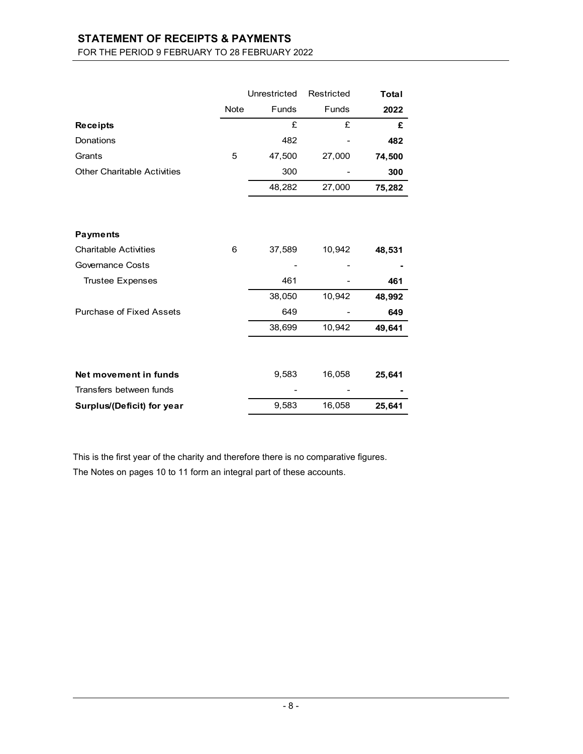## STATEMENT OF RECEIPTS & PAYMENTS

FOR THE PERIOD 9 FEBRUARY TO 28 FEBRUARY 2022

| | Note | Unrestricted Funds | Restricted Funds | **Total 2022** |
|---|---|---|---|---|
| **Receipts** | | £ | £ | **£** |
| Donations | | 482 | - | **482** |
| Grants | 5 | 47,500 | 27,000 | **74,500** |
| Other Charitable Activities | | 300 | - | **300** |
| | | 48,282 | 27,000 | **75,282** |
| | | | | |
| **Payments** | | | | |
| Charitable Activities | 6 | 37,589 | 10,942 | **48,531** |
| Governance Costs | | - | - | **-** |
| Trustee Expenses | | 461 | - | **461** |
| | | 38,050 | 10,942 | **48,992** |
| Purchase of Fixed Assets | | 649 | - | **649** |
| | | 38,699 | 10,942 | **49,641** |
| | | | | |
| **Net movement in funds** | | 9,583 | 16,058 | **25,641** |
| Transfers between funds | | - | - | **-** |
| **Surplus/(Deficit) for year** | | 9,583 | 16,058 | **25,641** |

This is the first year of the charity and therefore there is no comparative figures.

The Notes on pages 10 to 11 form an integral part of these accounts.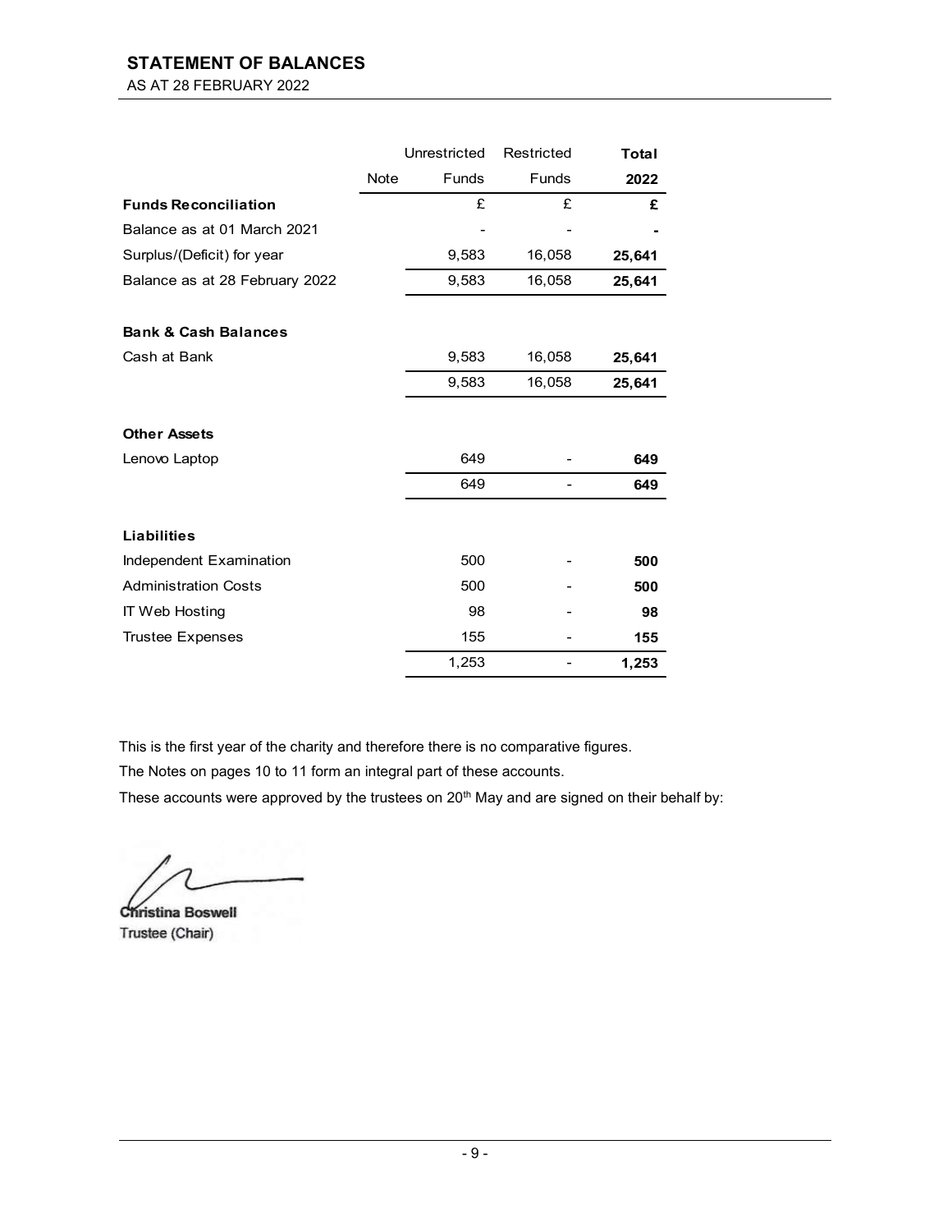# STATEMENT OF BALANCES

AS AT 28 FEBRUARY 2022

| | Note | Unrestricted Funds | Restricted Funds | **Total 2022** |
|---|---|---|---|---|
| **Funds Reconciliation** | | £ | £ | **£** |
| Balance as at 01 March 2021 | | - | - | **-** |
| Surplus/(Deficit) for year | | 9,583 | 16,058 | **25,641** |
| Balance as at 28 February 2022 | | 9,583 | 16,058 | **25,641** |
| | | | | |
| **Bank & Cash Balances** | | | | |
| Cash at Bank | | 9,583 | 16,058 | **25,641** |
| | | 9,583 | 16,058 | **25,641** |
| | | | | |
| **Other Assets** | | | | |
| Lenovo Laptop | | 649 | - | **649** |
| | | 649 | - | **649** |
| | | | | |
| **Liabilities** | | | | |
| Independent Examination | | 500 | - | **500** |
| Administration Costs | | 500 | - | **500** |
| IT Web Hosting | | 98 | - | **98** |
| Trustee Expenses | | 155 | - | **155** |
| | | 1,253 | - | **1,253** |

This is the first year of the charity and therefore there is no comparative figures.

The Notes on pages 10 to 11 form an integral part of these accounts.

These accounts were approved by the trustees on 20th May and are signed on their behalf by:

**Christina Boswell**
Trustee (Chair)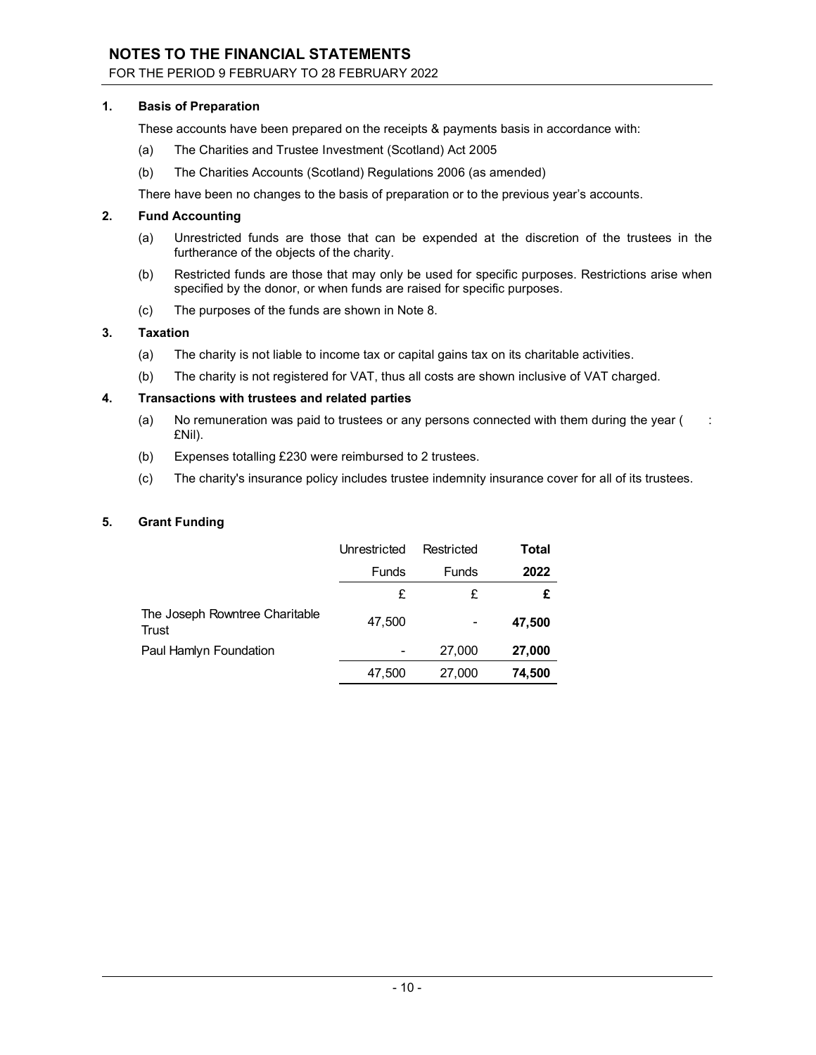# NOTES TO THE FINANCIAL STATEMENTS

FOR THE PERIOD 9 FEBRUARY TO 28 FEBRUARY 2022

## 1. Basis of Preparation

These accounts have been prepared on the receipts & payments basis in accordance with:

(a) The Charities and Trustee Investment (Scotland) Act 2005

(b) The Charities Accounts (Scotland) Regulations 2006 (as amended)

There have been no changes to the basis of preparation or to the previous year's accounts.

## 2. Fund Accounting

(a) Unrestricted funds are those that can be expended at the discretion of the trustees in the furtherance of the objects of the charity.

(b) Restricted funds are those that may only be used for specific purposes. Restrictions arise when specified by the donor, or when funds are raised for specific purposes.

(c) The purposes of the funds are shown in Note 8.

## 3. Taxation

(a) The charity is not liable to income tax or capital gains tax on its charitable activities.

(b) The charity is not registered for VAT, thus all costs are shown inclusive of VAT charged.

## 4. Transactions with trustees and related parties

(a) No remuneration was paid to trustees or any persons connected with them during the year ( : £Nil).

(b) Expenses totalling £230 were reimbursed to 2 trustees.

(c) The charity's insurance policy includes trustee indemnity insurance cover for all of its trustees.

## 5. Grant Funding

| | Unrestricted Funds | Restricted Funds | **Total 2022** |
|---|---|---|---|
| | £ | £ | **£** |
| The Joseph Rowntree Charitable Trust | 47,500 | - | **47,500** |
| Paul Hamlyn Foundation | - | 27,000 | **27,000** |
| | 47,500 | 27,000 | **74,500** |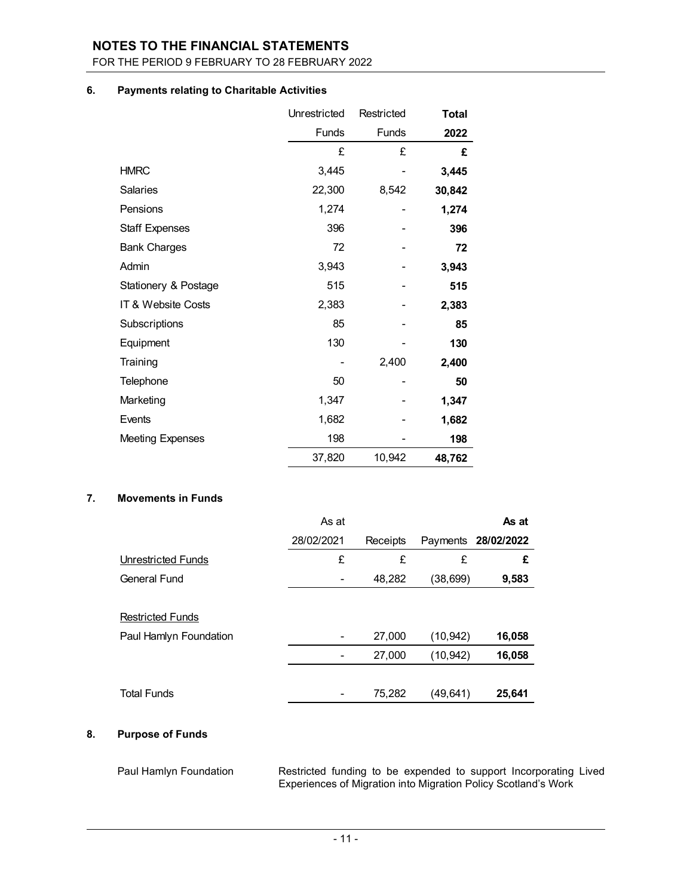## NOTES TO THE FINANCIAL STATEMENTS

FOR THE PERIOD 9 FEBRUARY TO 28 FEBRUARY 2022

### 6. Payments relating to Charitable Activities

| | Unrestricted Funds | Restricted Funds | **Total 2022** |
|---|---|---|---|
| | £ | £ | **£** |
| HMRC | 3,445 | - | **3,445** |
| Salaries | 22,300 | 8,542 | **30,842** |
| Pensions | 1,274 | - | **1,274** |
| Staff Expenses | 396 | - | **396** |
| Bank Charges | 72 | - | **72** |
| Admin | 3,943 | - | **3,943** |
| Stationery & Postage | 515 | - | **515** |
| IT & Website Costs | 2,383 | - | **2,383** |
| Subscriptions | 85 | - | **85** |
| Equipment | 130 | - | **130** |
| Training | - | 2,400 | **2,400** |
| Telephone | 50 | - | **50** |
| Marketing | 1,347 | - | **1,347** |
| Events | 1,682 | - | **1,682** |
| Meeting Expenses | 198 | - | **198** |
| | 37,820 | 10,942 | **48,762** |

### 7. Movements in Funds

| | As at 28/02/2021 | Receipts | Payments | **As at 28/02/2022** |
|---|---|---|---|---|
| Unrestricted Funds | £ | £ | £ | **£** |
| General Fund | - | 48,282 | (38,699) | **9,583** |
| | | | | |
| Restricted Funds | | | | |
| Paul Hamlyn Foundation | - | 27,000 | (10,942) | **16,058** |
| | - | 27,000 | (10,942) | **16,058** |
| | | | | |
| Total Funds | - | 75,282 | (49,641) | **25,641** |

### 8. Purpose of Funds

| | |
|---|---|
| Paul Hamlyn Foundation | Restricted funding to be expended to support Incorporating Lived Experiences of Migration into Migration Policy Scotland's Work |